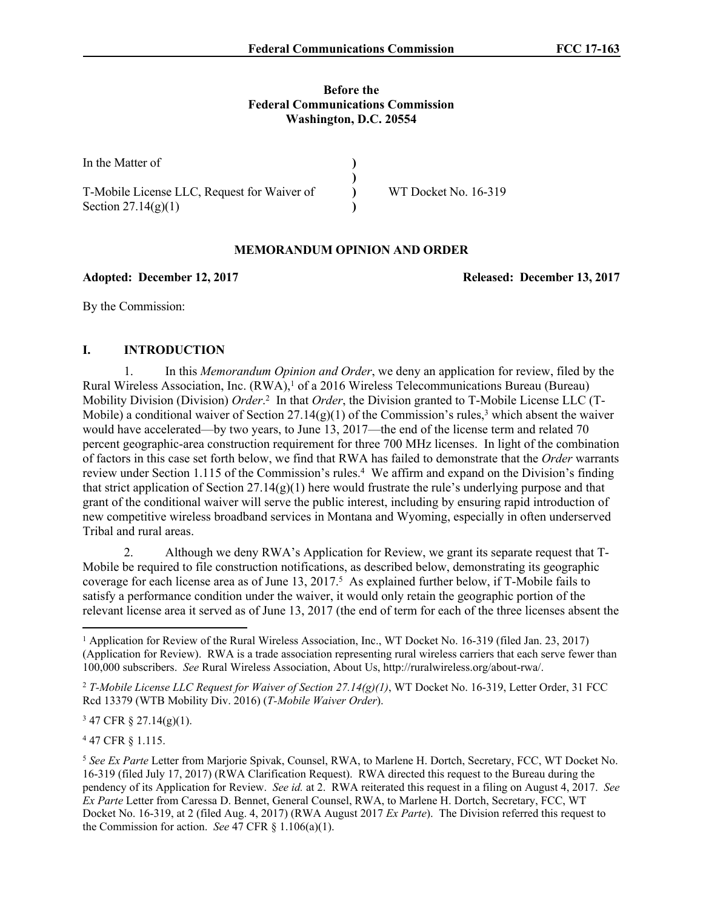**Before the**
**Federal Communications Commission**
**Washington, D.C. 20554**

| | | |
|---|---|---|
| In the Matter of | ) | |
| | ) | |
| T-Mobile License LLC, Request for Waiver of | ) | WT Docket No. 16-319 |
| Section 27.14(g)(1) | ) | |

## MEMORANDUM OPINION AND ORDER

**Adopted: December 12, 2017** **Released: December 13, 2017**

By the Commission:

## I. INTRODUCTION

1. In this *Memorandum Opinion and Order*, we deny an application for review, filed by the Rural Wireless Association, Inc. (RWA),[1] of a 2016 Wireless Telecommunications Bureau (Bureau) Mobility Division (Division) *Order*.[2] In that *Order*, the Division granted to T-Mobile License LLC (T-Mobile) a conditional waiver of Section 27.14(g)(1) of the Commission's rules,[3] which absent the waiver would have accelerated—by two years, to June 13, 2017—the end of the license term and related 70 percent geographic-area construction requirement for three 700 MHz licenses. In light of the combination of factors in this case set forth below, we find that RWA has failed to demonstrate that the *Order* warrants review under Section 1.115 of the Commission's rules.[4] We affirm and expand on the Division's finding that strict application of Section 27.14(g)(1) here would frustrate the rule's underlying purpose and that grant of the conditional waiver will serve the public interest, including by ensuring rapid introduction of new competitive wireless broadband services in Montana and Wyoming, especially in often underserved Tribal and rural areas.

2. Although we deny RWA's Application for Review, we grant its separate request that T-Mobile be required to file construction notifications, as described below, demonstrating its geographic coverage for each license area as of June 13, 2017.[5] As explained further below, if T-Mobile fails to satisfy a performance condition under the waiver, it would only retain the geographic portion of the relevant license area it served as of June 13, 2017 (the end of term for each of the three licenses absent the

---

[1] Application for Review of the Rural Wireless Association, Inc., WT Docket No. 16-319 (filed Jan. 23, 2017) (Application for Review). RWA is a trade association representing rural wireless carriers that each serve fewer than 100,000 subscribers. *See* Rural Wireless Association, About Us, http://ruralwireless.org/about-rwa/.

[2] *T-Mobile License LLC Request for Waiver of Section 27.14(g)(1)*, WT Docket No. 16-319, Letter Order, 31 FCC Rcd 13379 (WTB Mobility Div. 2016) (*T-Mobile Waiver Order*).

[3] 47 CFR § 27.14(g)(1).

[4] 47 CFR § 1.115.

[5] *See Ex Parte* Letter from Marjorie Spivak, Counsel, RWA, to Marlene H. Dortch, Secretary, FCC, WT Docket No. 16-319 (filed July 17, 2017) (RWA Clarification Request). RWA directed this request to the Bureau during the pendency of its Application for Review. *See id.* at 2. RWA reiterated this request in a filing on August 4, 2017. *See Ex Parte* Letter from Caressa D. Bennet, General Counsel, RWA, to Marlene H. Dortch, Secretary, FCC, WT Docket No. 16-319, at 2 (filed Aug. 4, 2017) (RWA August 2017 *Ex Parte*). The Division referred this request to the Commission for action. *See* 47 CFR § 1.106(a)(1).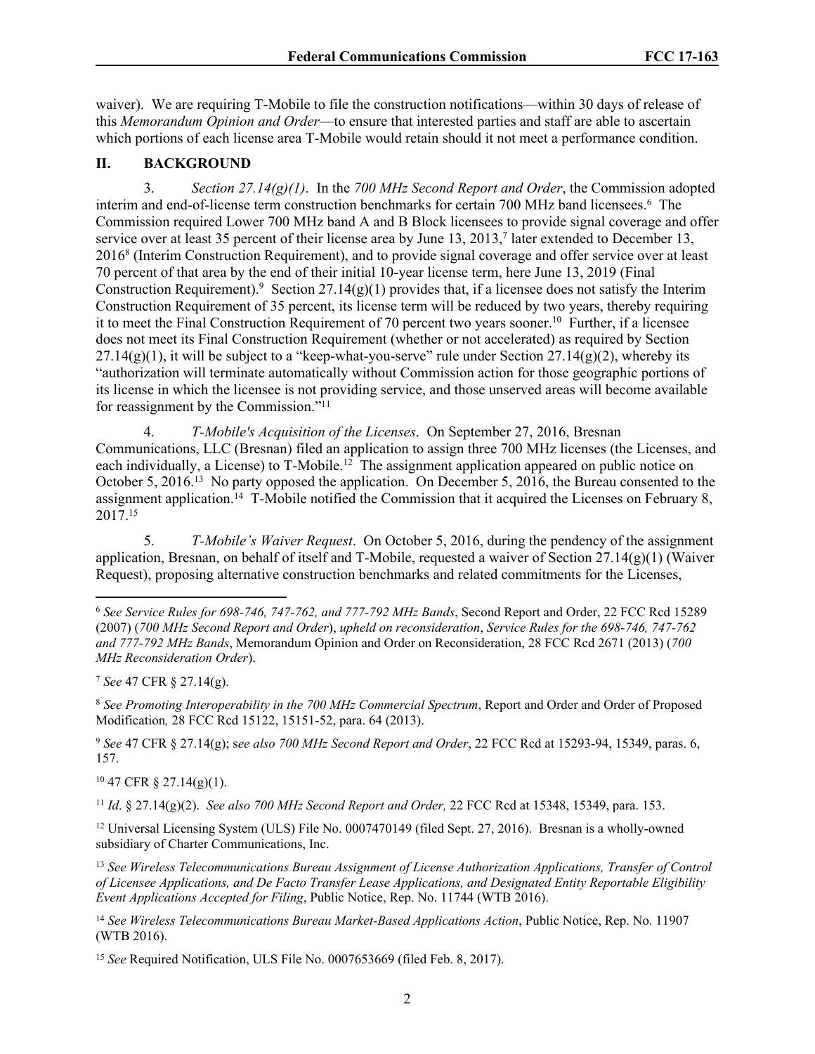waiver). We are requiring T-Mobile to file the construction notifications—within 30 days of release of this *Memorandum Opinion and Order*—to ensure that interested parties and staff are able to ascertain which portions of each license area T-Mobile would retain should it not meet a performance condition.

## II. BACKGROUND

3. *Section 27.14(g)(1)*. In the *700 MHz Second Report and Order*, the Commission adopted interim and end-of-license term construction benchmarks for certain 700 MHz band licensees.[6] The Commission required Lower 700 MHz band A and B Block licensees to provide signal coverage and offer service over at least 35 percent of their license area by June 13, 2013,[7] later extended to December 13, 2016[8] (Interim Construction Requirement), and to provide signal coverage and offer service over at least 70 percent of that area by the end of their initial 10-year license term, here June 13, 2019 (Final Construction Requirement).[9] Section 27.14(g)(1) provides that, if a licensee does not satisfy the Interim Construction Requirement of 35 percent, its license term will be reduced by two years, thereby requiring it to meet the Final Construction Requirement of 70 percent two years sooner.[10] Further, if a licensee does not meet its Final Construction Requirement (whether or not accelerated) as required by Section 27.14(g)(1), it will be subject to a "keep-what-you-serve" rule under Section 27.14(g)(2), whereby its "authorization will terminate automatically without Commission action for those geographic portions of its license in which the licensee is not providing service, and those unserved areas will become available for reassignment by the Commission."[11]

4. *T-Mobile's Acquisition of the Licenses*. On September 27, 2016, Bresnan Communications, LLC (Bresnan) filed an application to assign three 700 MHz licenses (the Licenses, and each individually, a License) to T-Mobile.[12] The assignment application appeared on public notice on October 5, 2016.[13] No party opposed the application. On December 5, 2016, the Bureau consented to the assignment application.[14] T-Mobile notified the Commission that it acquired the Licenses on February 8, 2017.[15]

5. *T-Mobile's Waiver Request*. On October 5, 2016, during the pendency of the assignment application, Bresnan, on behalf of itself and T-Mobile, requested a waiver of Section 27.14(g)(1) (Waiver Request), proposing alternative construction benchmarks and related commitments for the Licenses,

---

[6] *See Service Rules for 698-746, 747-762, and 777-792 MHz Bands*, Second Report and Order, 22 FCC Rcd 15289 (2007) (*700 MHz Second Report and Order*), *upheld on reconsideration*, *Service Rules for the 698-746, 747-762 and 777-792 MHz Bands*, Memorandum Opinion and Order on Reconsideration, 28 FCC Rcd 2671 (2013) (*700 MHz Reconsideration Order*).

[7] *See* 47 CFR § 27.14(g).

[8] *See Promoting Interoperability in the 700 MHz Commercial Spectrum*, Report and Order and Order of Proposed Modification*,* 28 FCC Rcd 15122, 15151-52, para. 64 (2013).

[9] *See* 47 CFR § 27.14(g); s*ee also 700 MHz Second Report and Order*, 22 FCC Rcd at 15293-94, 15349, paras. 6, 157.

[10] 47 CFR § 27.14(g)(1).

[11] *Id*. § 27.14(g)(2). *See also 700 MHz Second Report and Order,* 22 FCC Rcd at 15348, 15349, para. 153.

[12] Universal Licensing System (ULS) File No. 0007470149 (filed Sept. 27, 2016). Bresnan is a wholly-owned subsidiary of Charter Communications, Inc.

[13] *See Wireless Telecommunications Bureau Assignment of License Authorization Applications, Transfer of Control of Licensee Applications, and De Facto Transfer Lease Applications, and Designated Entity Reportable Eligibility Event Applications Accepted for Filing*, Public Notice, Rep. No. 11744 (WTB 2016).

[14] *See Wireless Telecommunications Bureau Market-Based Applications Action*, Public Notice, Rep. No. 11907 (WTB 2016).

[15] *See* Required Notification, ULS File No. 0007653669 (filed Feb. 8, 2017).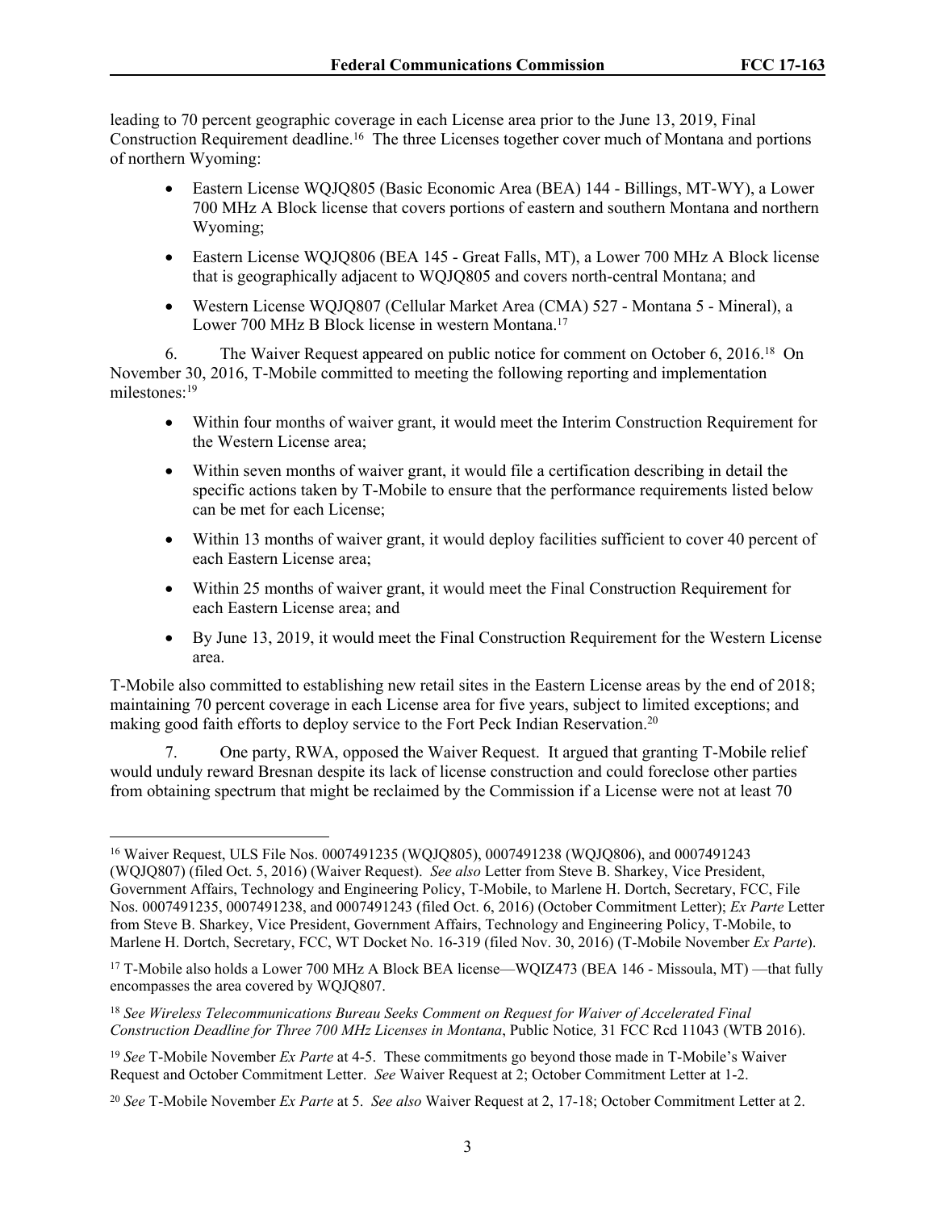leading to 70 percent geographic coverage in each License area prior to the June 13, 2019, Final Construction Requirement deadline.[16] The three Licenses together cover much of Montana and portions of northern Wyoming:

- Eastern License WQJQ805 (Basic Economic Area (BEA) 144 - Billings, MT-WY), a Lower 700 MHz A Block license that covers portions of eastern and southern Montana and northern Wyoming;
- Eastern License WQJQ806 (BEA 145 - Great Falls, MT), a Lower 700 MHz A Block license that is geographically adjacent to WQJQ805 and covers north-central Montana; and
- Western License WQJQ807 (Cellular Market Area (CMA) 527 - Montana 5 - Mineral), a Lower 700 MHz B Block license in western Montana.[17]

6. The Waiver Request appeared on public notice for comment on October 6, 2016.[18] On November 30, 2016, T-Mobile committed to meeting the following reporting and implementation milestones:[19]

- Within four months of waiver grant, it would meet the Interim Construction Requirement for the Western License area;
- Within seven months of waiver grant, it would file a certification describing in detail the specific actions taken by T-Mobile to ensure that the performance requirements listed below can be met for each License;
- Within 13 months of waiver grant, it would deploy facilities sufficient to cover 40 percent of each Eastern License area;
- Within 25 months of waiver grant, it would meet the Final Construction Requirement for each Eastern License area; and
- By June 13, 2019, it would meet the Final Construction Requirement for the Western License area.

T-Mobile also committed to establishing new retail sites in the Eastern License areas by the end of 2018; maintaining 70 percent coverage in each License area for five years, subject to limited exceptions; and making good faith efforts to deploy service to the Fort Peck Indian Reservation.[20]

7. One party, RWA, opposed the Waiver Request. It argued that granting T-Mobile relief would unduly reward Bresnan despite its lack of license construction and could foreclose other parties from obtaining spectrum that might be reclaimed by the Commission if a License were not at least 70

---

[16] Waiver Request, ULS File Nos. 0007491235 (WQJQ805), 0007491238 (WQJQ806), and 0007491243 (WQJQ807) (filed Oct. 5, 2016) (Waiver Request). *See also* Letter from Steve B. Sharkey, Vice President, Government Affairs, Technology and Engineering Policy, T-Mobile, to Marlene H. Dortch, Secretary, FCC, File Nos. 0007491235, 0007491238, and 0007491243 (filed Oct. 6, 2016) (October Commitment Letter); *Ex Parte* Letter from Steve B. Sharkey, Vice President, Government Affairs, Technology and Engineering Policy, T-Mobile, to Marlene H. Dortch, Secretary, FCC, WT Docket No. 16-319 (filed Nov. 30, 2016) (T-Mobile November *Ex Parte*).

[17] T-Mobile also holds a Lower 700 MHz A Block BEA license—WQIZ473 (BEA 146 - Missoula, MT) —that fully encompasses the area covered by WQJQ807.

[18] *See Wireless Telecommunications Bureau Seeks Comment on Request for Waiver of Accelerated Final Construction Deadline for Three 700 MHz Licenses in Montana*, Public Notice*,* 31 FCC Rcd 11043 (WTB 2016).

[19] *See* T-Mobile November *Ex Parte* at 4-5. These commitments go beyond those made in T-Mobile's Waiver Request and October Commitment Letter. *See* Waiver Request at 2; October Commitment Letter at 1-2.

[20] *See* T-Mobile November *Ex Parte* at 5. *See also* Waiver Request at 2, 17-18; October Commitment Letter at 2.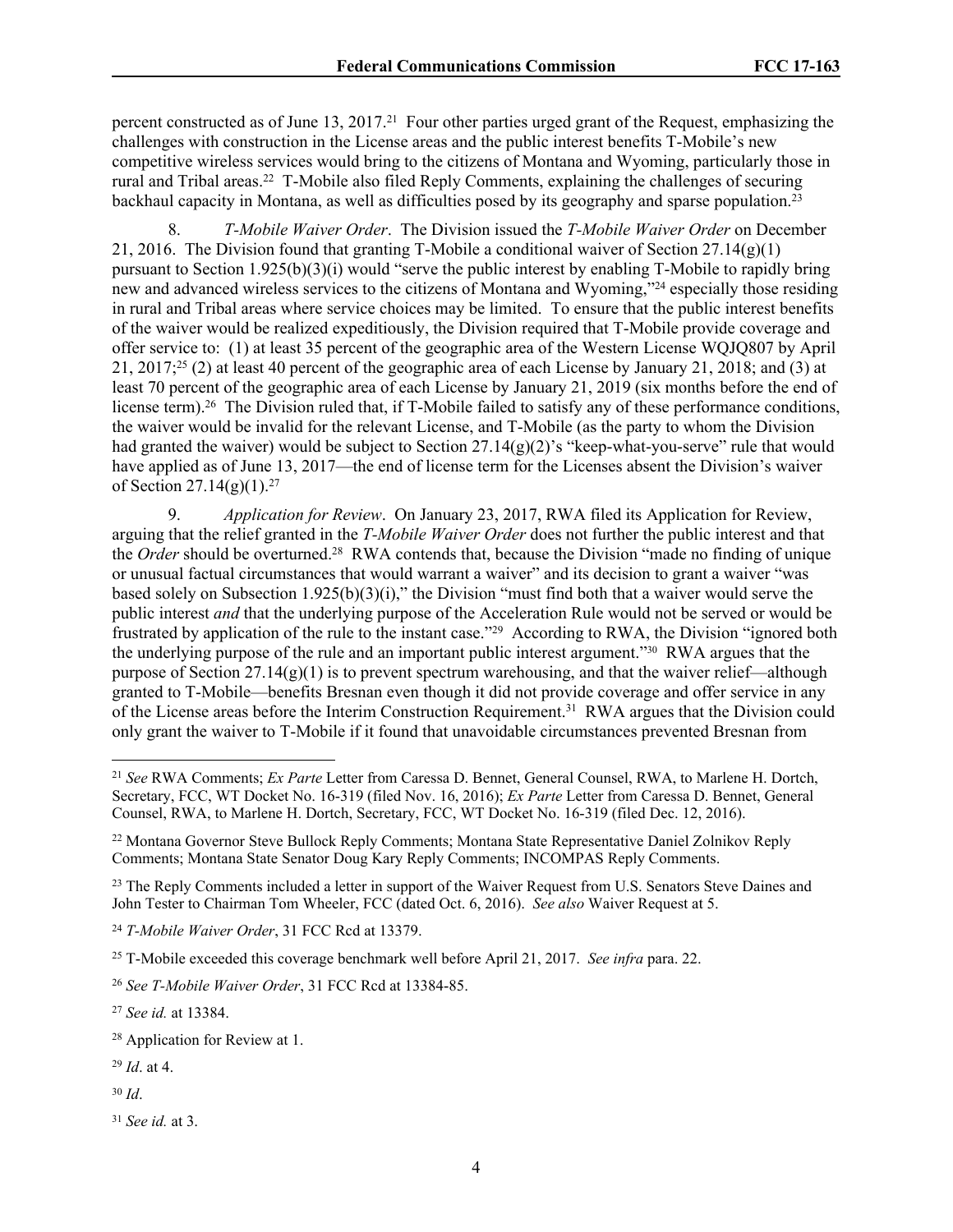percent constructed as of June 13, 2017.[21] Four other parties urged grant of the Request, emphasizing the challenges with construction in the License areas and the public interest benefits T-Mobile's new competitive wireless services would bring to the citizens of Montana and Wyoming, particularly those in rural and Tribal areas.[22] T-Mobile also filed Reply Comments, explaining the challenges of securing backhaul capacity in Montana, as well as difficulties posed by its geography and sparse population.[23]

8. *T-Mobile Waiver Order*. The Division issued the *T-Mobile Waiver Order* on December 21, 2016. The Division found that granting T-Mobile a conditional waiver of Section 27.14(g)(1) pursuant to Section 1.925(b)(3)(i) would "serve the public interest by enabling T-Mobile to rapidly bring new and advanced wireless services to the citizens of Montana and Wyoming,"[24] especially those residing in rural and Tribal areas where service choices may be limited. To ensure that the public interest benefits of the waiver would be realized expeditiously, the Division required that T-Mobile provide coverage and offer service to: (1) at least 35 percent of the geographic area of the Western License WQJQ807 by April 21, 2017;[25] (2) at least 40 percent of the geographic area of each License by January 21, 2018; and (3) at least 70 percent of the geographic area of each License by January 21, 2019 (six months before the end of license term).[26] The Division ruled that, if T-Mobile failed to satisfy any of these performance conditions, the waiver would be invalid for the relevant License, and T-Mobile (as the party to whom the Division had granted the waiver) would be subject to Section 27.14(g)(2)'s "keep-what-you-serve" rule that would have applied as of June 13, 2017—the end of license term for the Licenses absent the Division's waiver of Section 27.14(g)(1).[27]

9. *Application for Review*. On January 23, 2017, RWA filed its Application for Review, arguing that the relief granted in the *T-Mobile Waiver Order* does not further the public interest and that the *Order* should be overturned.[28] RWA contends that, because the Division "made no finding of unique or unusual factual circumstances that would warrant a waiver" and its decision to grant a waiver "was based solely on Subsection 1.925(b)(3)(i)," the Division "must find both that a waiver would serve the public interest *and* that the underlying purpose of the Acceleration Rule would not be served or would be frustrated by application of the rule to the instant case."[29] According to RWA, the Division "ignored both the underlying purpose of the rule and an important public interest argument."[30] RWA argues that the purpose of Section 27.14(g)(1) is to prevent spectrum warehousing, and that the waiver relief—although granted to T-Mobile—benefits Bresnan even though it did not provide coverage and offer service in any of the License areas before the Interim Construction Requirement.[31] RWA argues that the Division could only grant the waiver to T-Mobile if it found that unavoidable circumstances prevented Bresnan from

---

[21] *See* RWA Comments; *Ex Parte* Letter from Caressa D. Bennet, General Counsel, RWA, to Marlene H. Dortch, Secretary, FCC, WT Docket No. 16-319 (filed Nov. 16, 2016); *Ex Parte* Letter from Caressa D. Bennet, General Counsel, RWA, to Marlene H. Dortch, Secretary, FCC, WT Docket No. 16-319 (filed Dec. 12, 2016).

[22] Montana Governor Steve Bullock Reply Comments; Montana State Representative Daniel Zolnikov Reply Comments; Montana State Senator Doug Kary Reply Comments; INCOMPAS Reply Comments.

[23] The Reply Comments included a letter in support of the Waiver Request from U.S. Senators Steve Daines and John Tester to Chairman Tom Wheeler, FCC (dated Oct. 6, 2016). *See also* Waiver Request at 5.

[24] *T-Mobile Waiver Order*, 31 FCC Rcd at 13379.

[25] T-Mobile exceeded this coverage benchmark well before April 21, 2017. *See infra* para. 22.

[26] *See T-Mobile Waiver Order*, 31 FCC Rcd at 13384-85.

[27] *See id.* at 13384.

[28] Application for Review at 1.

[29] *Id*. at 4.

[30] *Id*.

[31] *See id.* at 3.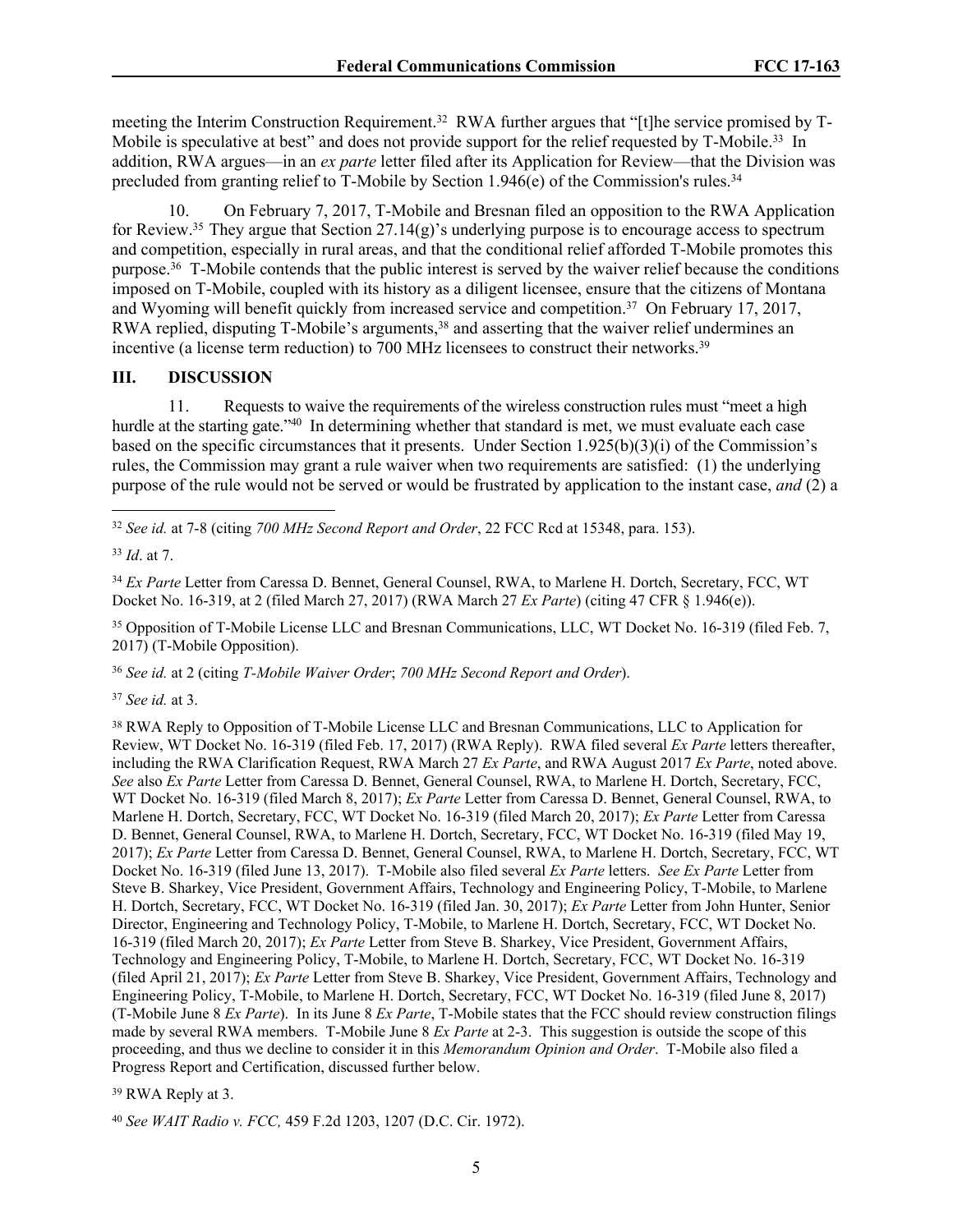meeting the Interim Construction Requirement.[32] RWA further argues that "[t]he service promised by T-Mobile is speculative at best" and does not provide support for the relief requested by T-Mobile.[33] In addition, RWA argues—in an *ex parte* letter filed after its Application for Review—that the Division was precluded from granting relief to T-Mobile by Section 1.946(e) of the Commission's rules.[34]

10. On February 7, 2017, T-Mobile and Bresnan filed an opposition to the RWA Application for Review.[35] They argue that Section 27.14(g)'s underlying purpose is to encourage access to spectrum and competition, especially in rural areas, and that the conditional relief afforded T-Mobile promotes this purpose.[36] T-Mobile contends that the public interest is served by the waiver relief because the conditions imposed on T-Mobile, coupled with its history as a diligent licensee, ensure that the citizens of Montana and Wyoming will benefit quickly from increased service and competition.[37] On February 17, 2017, RWA replied, disputing T-Mobile's arguments,[38] and asserting that the waiver relief undermines an incentive (a license term reduction) to 700 MHz licensees to construct their networks.[39]

## III. DISCUSSION

11. Requests to waive the requirements of the wireless construction rules must "meet a high hurdle at the starting gate."[40] In determining whether that standard is met, we must evaluate each case based on the specific circumstances that it presents. Under Section 1.925(b)(3)(i) of the Commission's rules, the Commission may grant a rule waiver when two requirements are satisfied: (1) the underlying purpose of the rule would not be served or would be frustrated by application to the instant case, *and* (2) a

---

[32] *See id.* at 7-8 (citing *700 MHz Second Report and Order*, 22 FCC Rcd at 15348, para. 153).

[33] *Id*. at 7.

[34] *Ex Parte* Letter from Caressa D. Bennet, General Counsel, RWA, to Marlene H. Dortch, Secretary, FCC, WT Docket No. 16-319, at 2 (filed March 27, 2017) (RWA March 27 *Ex Parte*) (citing 47 CFR § 1.946(e)).

[35] Opposition of T-Mobile License LLC and Bresnan Communications, LLC, WT Docket No. 16-319 (filed Feb. 7, 2017) (T-Mobile Opposition).

[36] *See id.* at 2 (citing *T-Mobile Waiver Order*; *700 MHz Second Report and Order*).

[37] *See id.* at 3.

[38] RWA Reply to Opposition of T-Mobile License LLC and Bresnan Communications, LLC to Application for Review, WT Docket No. 16-319 (filed Feb. 17, 2017) (RWA Reply). RWA filed several *Ex Parte* letters thereafter, including the RWA Clarification Request, RWA March 27 *Ex Parte*, and RWA August 2017 *Ex Parte*, noted above. *See* also *Ex Parte* Letter from Caressa D. Bennet, General Counsel, RWA, to Marlene H. Dortch, Secretary, FCC, WT Docket No. 16-319 (filed March 8, 2017); *Ex Parte* Letter from Caressa D. Bennet, General Counsel, RWA, to Marlene H. Dortch, Secretary, FCC, WT Docket No. 16-319 (filed March 20, 2017); *Ex Parte* Letter from Caressa D. Bennet, General Counsel, RWA, to Marlene H. Dortch, Secretary, FCC, WT Docket No. 16-319 (filed May 19, 2017); *Ex Parte* Letter from Caressa D. Bennet, General Counsel, RWA, to Marlene H. Dortch, Secretary, FCC, WT Docket No. 16-319 (filed June 13, 2017). T-Mobile also filed several *Ex Parte* letters. *See Ex Parte* Letter from Steve B. Sharkey, Vice President, Government Affairs, Technology and Engineering Policy, T-Mobile, to Marlene H. Dortch, Secretary, FCC, WT Docket No. 16-319 (filed Jan. 30, 2017); *Ex Parte* Letter from John Hunter, Senior Director, Engineering and Technology Policy, T-Mobile, to Marlene H. Dortch, Secretary, FCC, WT Docket No. 16-319 (filed March 20, 2017); *Ex Parte* Letter from Steve B. Sharkey, Vice President, Government Affairs, Technology and Engineering Policy, T-Mobile, to Marlene H. Dortch, Secretary, FCC, WT Docket No. 16-319 (filed April 21, 2017); *Ex Parte* Letter from Steve B. Sharkey, Vice President, Government Affairs, Technology and Engineering Policy, T-Mobile, to Marlene H. Dortch, Secretary, FCC, WT Docket No. 16-319 (filed June 8, 2017) (T-Mobile June 8 *Ex Parte*). In its June 8 *Ex Parte*, T-Mobile states that the FCC should review construction filings made by several RWA members. T-Mobile June 8 *Ex Parte* at 2-3. This suggestion is outside the scope of this proceeding, and thus we decline to consider it in this *Memorandum Opinion and Order*. T-Mobile also filed a Progress Report and Certification, discussed further below.

[39] RWA Reply at 3.

[40] *See WAIT Radio v. FCC,* 459 F.2d 1203, 1207 (D.C. Cir. 1972).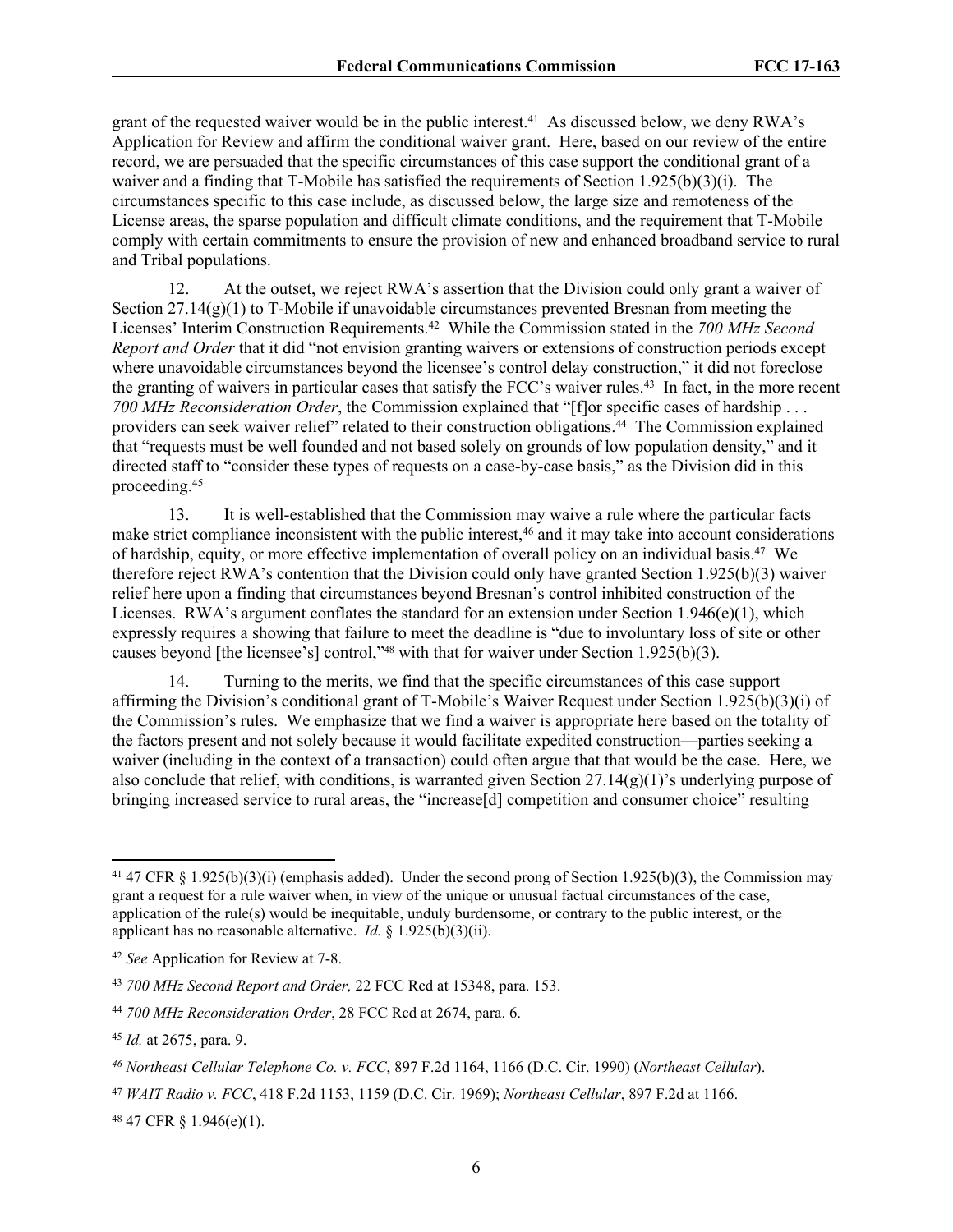grant of the requested waiver would be in the public interest.[41] As discussed below, we deny RWA's Application for Review and affirm the conditional waiver grant. Here, based on our review of the entire record, we are persuaded that the specific circumstances of this case support the conditional grant of a waiver and a finding that T-Mobile has satisfied the requirements of Section 1.925(b)(3)(i). The circumstances specific to this case include, as discussed below, the large size and remoteness of the License areas, the sparse population and difficult climate conditions, and the requirement that T-Mobile comply with certain commitments to ensure the provision of new and enhanced broadband service to rural and Tribal populations.

12. At the outset, we reject RWA's assertion that the Division could only grant a waiver of Section 27.14(g)(1) to T-Mobile if unavoidable circumstances prevented Bresnan from meeting the Licenses' Interim Construction Requirements.[42] While the Commission stated in the *700 MHz Second Report and Order* that it did "not envision granting waivers or extensions of construction periods except where unavoidable circumstances beyond the licensee's control delay construction," it did not foreclose the granting of waivers in particular cases that satisfy the FCC's waiver rules.[43] In fact, in the more recent *700 MHz Reconsideration Order*, the Commission explained that "[f]or specific cases of hardship . . . providers can seek waiver relief" related to their construction obligations.[44] The Commission explained that "requests must be well founded and not based solely on grounds of low population density," and it directed staff to "consider these types of requests on a case-by-case basis," as the Division did in this proceeding.[45]

13. It is well-established that the Commission may waive a rule where the particular facts make strict compliance inconsistent with the public interest,[46] and it may take into account considerations of hardship, equity, or more effective implementation of overall policy on an individual basis.[47] We therefore reject RWA's contention that the Division could only have granted Section 1.925(b)(3) waiver relief here upon a finding that circumstances beyond Bresnan's control inhibited construction of the Licenses. RWA's argument conflates the standard for an extension under Section 1.946(e)(1), which expressly requires a showing that failure to meet the deadline is "due to involuntary loss of site or other causes beyond [the licensee's] control,"[48] with that for waiver under Section 1.925(b)(3).

14. Turning to the merits, we find that the specific circumstances of this case support affirming the Division's conditional grant of T-Mobile's Waiver Request under Section 1.925(b)(3)(i) of the Commission's rules. We emphasize that we find a waiver is appropriate here based on the totality of the factors present and not solely because it would facilitate expedited construction—parties seeking a waiver (including in the context of a transaction) could often argue that that would be the case. Here, we also conclude that relief, with conditions, is warranted given Section 27.14(g)(1)'s underlying purpose of bringing increased service to rural areas, the "increase[d] competition and consumer choice" resulting

---

[41] 47 CFR § 1.925(b)(3)(i) (emphasis added). Under the second prong of Section 1.925(b)(3), the Commission may grant a request for a rule waiver when, in view of the unique or unusual factual circumstances of the case, application of the rule(s) would be inequitable, unduly burdensome, or contrary to the public interest, or the applicant has no reasonable alternative. *Id.* § 1.925(b)(3)(ii).

[42] *See* Application for Review at 7-8.

[43] *700 MHz Second Report and Order,* 22 FCC Rcd at 15348, para. 153.

[44] *700 MHz Reconsideration Order*, 28 FCC Rcd at 2674, para. 6.

[45] *Id.* at 2675, para. 9.

[46] *Northeast Cellular Telephone Co. v. FCC*, 897 F.2d 1164, 1166 (D.C. Cir. 1990) (*Northeast Cellular*).

[47] *WAIT Radio v. FCC*, 418 F.2d 1153, 1159 (D.C. Cir. 1969); *Northeast Cellular*, 897 F.2d at 1166.

[48] 47 CFR § 1.946(e)(1).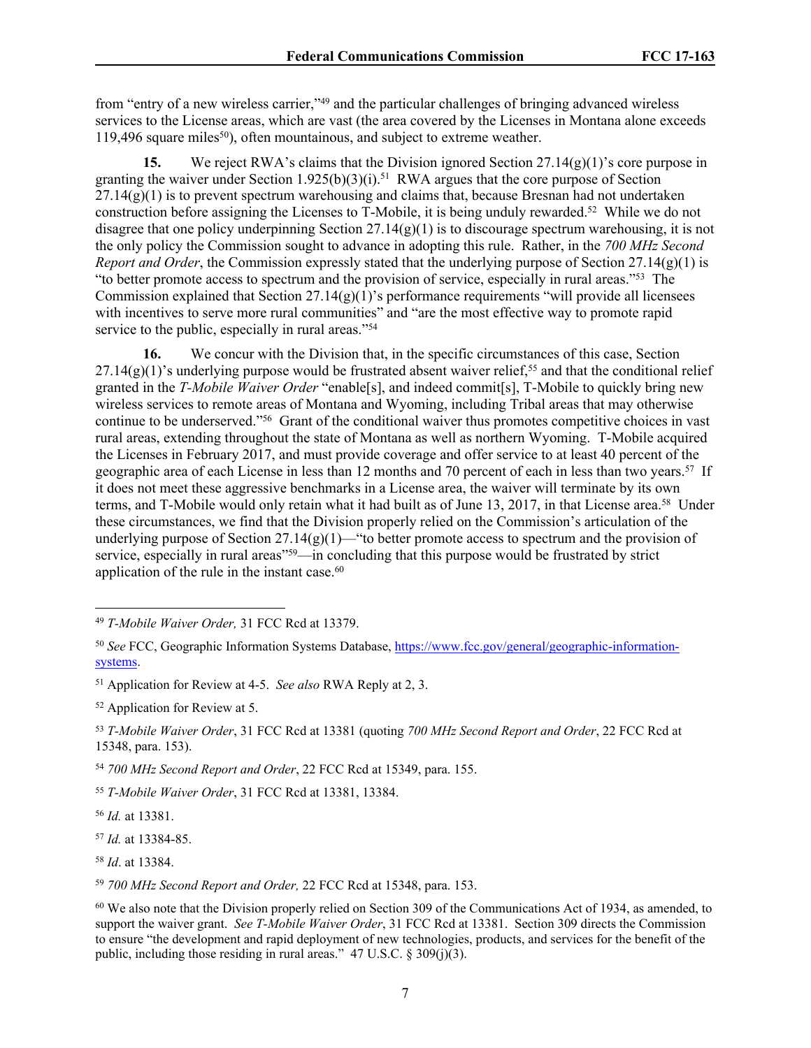from "entry of a new wireless carrier,"[49] and the particular challenges of bringing advanced wireless services to the License areas, which are vast (the area covered by the Licenses in Montana alone exceeds 119,496 square miles[50]), often mountainous, and subject to extreme weather.

**15.** We reject RWA's claims that the Division ignored Section 27.14(g)(1)'s core purpose in granting the waiver under Section 1.925(b)(3)(i).[51] RWA argues that the core purpose of Section 27.14(g)(1) is to prevent spectrum warehousing and claims that, because Bresnan had not undertaken construction before assigning the Licenses to T-Mobile, it is being unduly rewarded.[52] While we do not disagree that one policy underpinning Section 27.14(g)(1) is to discourage spectrum warehousing, it is not the only policy the Commission sought to advance in adopting this rule. Rather, in the *700 MHz Second Report and Order*, the Commission expressly stated that the underlying purpose of Section 27.14(g)(1) is "to better promote access to spectrum and the provision of service, especially in rural areas."[53] The Commission explained that Section 27.14(g)(1)'s performance requirements "will provide all licensees with incentives to serve more rural communities" and "are the most effective way to promote rapid service to the public, especially in rural areas."[54]

**16.** We concur with the Division that, in the specific circumstances of this case, Section 27.14(g)(1)'s underlying purpose would be frustrated absent waiver relief,[55] and that the conditional relief granted in the *T-Mobile Waiver Order* "enable[s], and indeed commit[s], T-Mobile to quickly bring new wireless services to remote areas of Montana and Wyoming, including Tribal areas that may otherwise continue to be underserved."[56] Grant of the conditional waiver thus promotes competitive choices in vast rural areas, extending throughout the state of Montana as well as northern Wyoming. T-Mobile acquired the Licenses in February 2017, and must provide coverage and offer service to at least 40 percent of the geographic area of each License in less than 12 months and 70 percent of each in less than two years.[57] If it does not meet these aggressive benchmarks in a License area, the waiver will terminate by its own terms, and T-Mobile would only retain what it had built as of June 13, 2017, in that License area.[58] Under these circumstances, we find that the Division properly relied on the Commission's articulation of the underlying purpose of Section 27.14(g)(1)—"to better promote access to spectrum and the provision of service, especially in rural areas"[59]—in concluding that this purpose would be frustrated by strict application of the rule in the instant case.[60]

---

[49] *T-Mobile Waiver Order,* 31 FCC Rcd at 13379.

[50] *See* FCC, Geographic Information Systems Database, https://www.fcc.gov/general/geographic-information-systems.

[51] Application for Review at 4-5. *See also* RWA Reply at 2, 3.

[52] Application for Review at 5.

[53] *T-Mobile Waiver Order*, 31 FCC Rcd at 13381 (quoting *700 MHz Second Report and Order*, 22 FCC Rcd at 15348, para. 153).

[54] *700 MHz Second Report and Order*, 22 FCC Rcd at 15349, para. 155.

[55] *T-Mobile Waiver Order*, 31 FCC Rcd at 13381, 13384.

[56] *Id.* at 13381.

[57] *Id.* at 13384-85.

[58] *Id*. at 13384.

[59] *700 MHz Second Report and Order,* 22 FCC Rcd at 15348, para. 153.

[60] We also note that the Division properly relied on Section 309 of the Communications Act of 1934, as amended, to support the waiver grant. *See T-Mobile Waiver Order*, 31 FCC Rcd at 13381. Section 309 directs the Commission to ensure "the development and rapid deployment of new technologies, products, and services for the benefit of the public, including those residing in rural areas." 47 U.S.C. § 309(j)(3).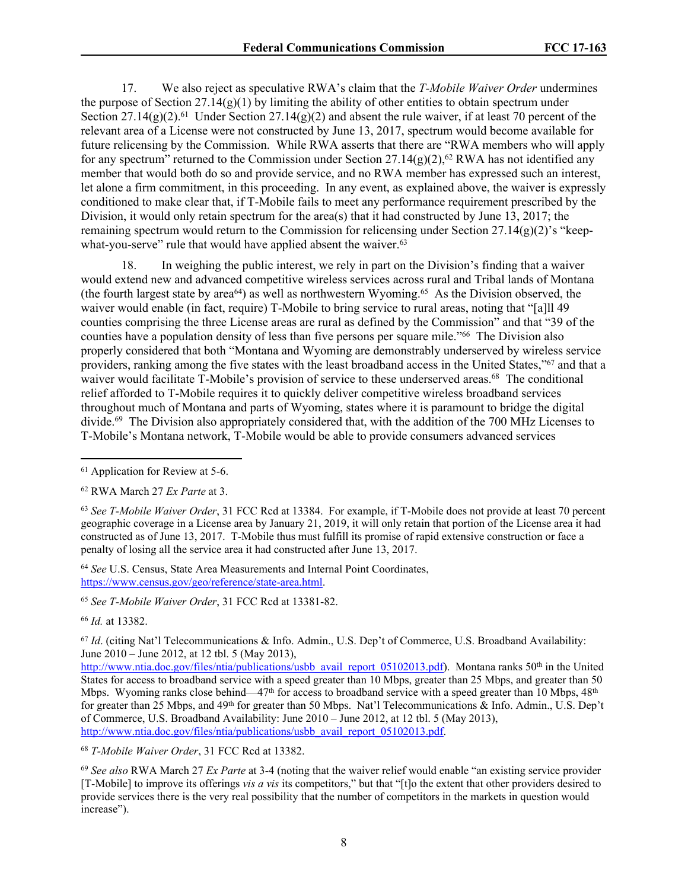17. We also reject as speculative RWA's claim that the *T-Mobile Waiver Order* undermines the purpose of Section 27.14(g)(1) by limiting the ability of other entities to obtain spectrum under Section 27.14(g)(2).[61] Under Section 27.14(g)(2) and absent the rule waiver, if at least 70 percent of the relevant area of a License were not constructed by June 13, 2017, spectrum would become available for future relicensing by the Commission. While RWA asserts that there are "RWA members who will apply for any spectrum" returned to the Commission under Section 27.14(g)(2),[62] RWA has not identified any member that would both do so and provide service, and no RWA member has expressed such an interest, let alone a firm commitment, in this proceeding. In any event, as explained above, the waiver is expressly conditioned to make clear that, if T-Mobile fails to meet any performance requirement prescribed by the Division, it would only retain spectrum for the area(s) that it had constructed by June 13, 2017; the remaining spectrum would return to the Commission for relicensing under Section 27.14(g)(2)'s "keep-what-you-serve" rule that would have applied absent the waiver.[63]

18. In weighing the public interest, we rely in part on the Division's finding that a waiver would extend new and advanced competitive wireless services across rural and Tribal lands of Montana (the fourth largest state by area[64]) as well as northwestern Wyoming.[65] As the Division observed, the waiver would enable (in fact, require) T-Mobile to bring service to rural areas, noting that "[a]ll 49 counties comprising the three License areas are rural as defined by the Commission" and that "39 of the counties have a population density of less than five persons per square mile."[66] The Division also properly considered that both "Montana and Wyoming are demonstrably underserved by wireless service providers, ranking among the five states with the least broadband access in the United States,"[67] and that a waiver would facilitate T-Mobile's provision of service to these underserved areas.[68] The conditional relief afforded to T-Mobile requires it to quickly deliver competitive wireless broadband services throughout much of Montana and parts of Wyoming, states where it is paramount to bridge the digital divide.[69] The Division also appropriately considered that, with the addition of the 700 MHz Licenses to T-Mobile's Montana network, T-Mobile would be able to provide consumers advanced services

---

[61] Application for Review at 5-6.

[62] RWA March 27 *Ex Parte* at 3.

[63] *See T-Mobile Waiver Order*, 31 FCC Rcd at 13384. For example, if T-Mobile does not provide at least 70 percent geographic coverage in a License area by January 21, 2019, it will only retain that portion of the License area it had constructed as of June 13, 2017. T-Mobile thus must fulfill its promise of rapid extensive construction or face a penalty of losing all the service area it had constructed after June 13, 2017.

[64] *See* U.S. Census, State Area Measurements and Internal Point Coordinates, https://www.census.gov/geo/reference/state-area.html.

[65] *See T-Mobile Waiver Order*, 31 FCC Rcd at 13381-82.

[66] *Id.* at 13382.

[67] *Id*. (citing Nat'l Telecommunications & Info. Admin., U.S. Dep't of Commerce, U.S. Broadband Availability: June 2010 – June 2012, at 12 tbl. 5 (May 2013), http://www.ntia.doc.gov/files/ntia/publications/usbb_avail_report_05102013.pdf). Montana ranks 50th in the United States for access to broadband service with a speed greater than 10 Mbps, greater than 25 Mbps, and greater than 50 Mbps. Wyoming ranks close behind—47th for access to broadband service with a speed greater than 10 Mbps, 48th for greater than 25 Mbps, and 49th for greater than 50 Mbps. Nat'l Telecommunications & Info. Admin., U.S. Dep't of Commerce, U.S. Broadband Availability: June 2010 – June 2012, at 12 tbl. 5 (May 2013), http://www.ntia.doc.gov/files/ntia/publications/usbb_avail_report_05102013.pdf.

[68] *T-Mobile Waiver Order*, 31 FCC Rcd at 13382.

[69] *See also* RWA March 27 *Ex Parte* at 3-4 (noting that the waiver relief would enable "an existing service provider [T-Mobile] to improve its offerings *vis a vis* its competitors," but that "[t]o the extent that other providers desired to provide services there is the very real possibility that the number of competitors in the markets in question would increase").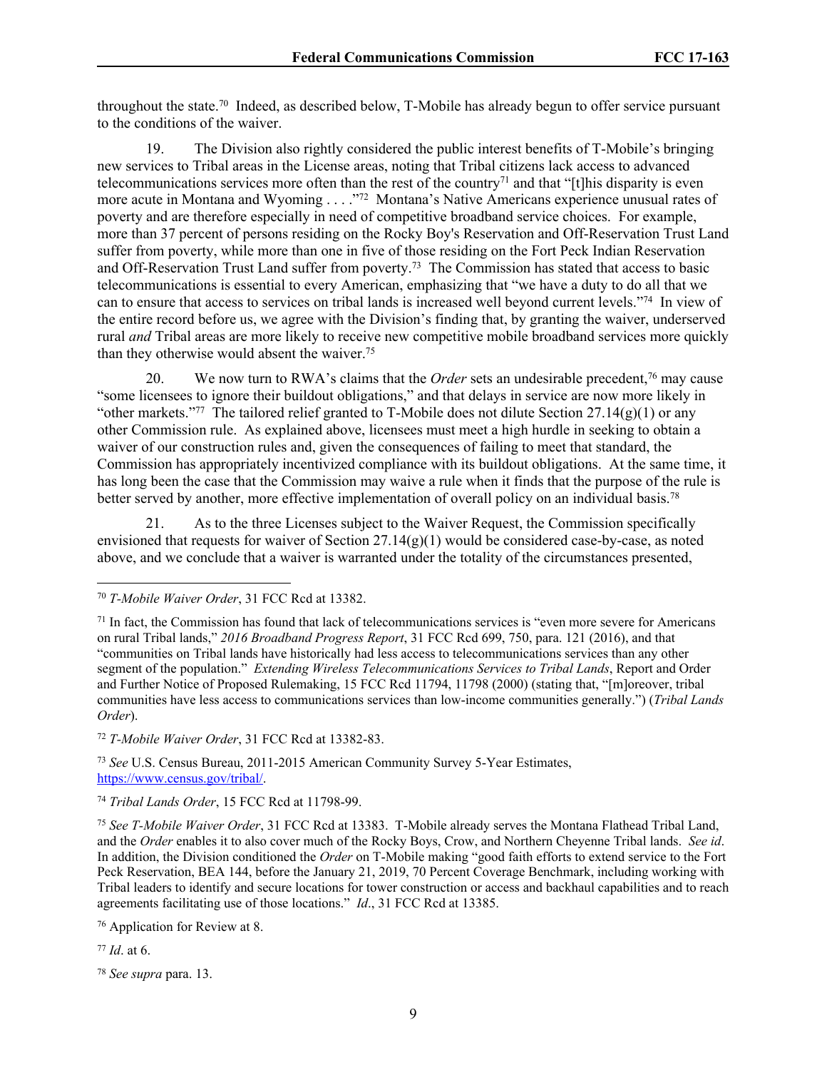throughout the state.[70] Indeed, as described below, T-Mobile has already begun to offer service pursuant to the conditions of the waiver.

19. The Division also rightly considered the public interest benefits of T-Mobile's bringing new services to Tribal areas in the License areas, noting that Tribal citizens lack access to advanced telecommunications services more often than the rest of the country[71] and that "[t]his disparity is even more acute in Montana and Wyoming . . . ."[72] Montana's Native Americans experience unusual rates of poverty and are therefore especially in need of competitive broadband service choices. For example, more than 37 percent of persons residing on the Rocky Boy's Reservation and Off-Reservation Trust Land suffer from poverty, while more than one in five of those residing on the Fort Peck Indian Reservation and Off-Reservation Trust Land suffer from poverty.[73] The Commission has stated that access to basic telecommunications is essential to every American, emphasizing that "we have a duty to do all that we can to ensure that access to services on tribal lands is increased well beyond current levels."[74] In view of the entire record before us, we agree with the Division's finding that, by granting the waiver, underserved rural *and* Tribal areas are more likely to receive new competitive mobile broadband services more quickly than they otherwise would absent the waiver.[75]

20. We now turn to RWA's claims that the *Order* sets an undesirable precedent,[76] may cause "some licensees to ignore their buildout obligations," and that delays in service are now more likely in "other markets."[77] The tailored relief granted to T-Mobile does not dilute Section 27.14(g)(1) or any other Commission rule. As explained above, licensees must meet a high hurdle in seeking to obtain a waiver of our construction rules and, given the consequences of failing to meet that standard, the Commission has appropriately incentivized compliance with its buildout obligations. At the same time, it has long been the case that the Commission may waive a rule when it finds that the purpose of the rule is better served by another, more effective implementation of overall policy on an individual basis.[78]

21. As to the three Licenses subject to the Waiver Request, the Commission specifically envisioned that requests for waiver of Section 27.14(g)(1) would be considered case-by-case, as noted above, and we conclude that a waiver is warranted under the totality of the circumstances presented,

---

[70] *T-Mobile Waiver Order*, 31 FCC Rcd at 13382.

[71] In fact, the Commission has found that lack of telecommunications services is "even more severe for Americans on rural Tribal lands," *2016 Broadband Progress Report*, 31 FCC Rcd 699, 750, para. 121 (2016), and that "communities on Tribal lands have historically had less access to telecommunications services than any other segment of the population." *Extending Wireless Telecommunications Services to Tribal Lands*, Report and Order and Further Notice of Proposed Rulemaking, 15 FCC Rcd 11794, 11798 (2000) (stating that, "[m]oreover, tribal communities have less access to communications services than low-income communities generally.") (*Tribal Lands Order*).

[72] *T-Mobile Waiver Order*, 31 FCC Rcd at 13382-83.

[73] *See* U.S. Census Bureau, 2011-2015 American Community Survey 5-Year Estimates, https://www.census.gov/tribal/.

[74] *Tribal Lands Order*, 15 FCC Rcd at 11798-99.

[75] *See T-Mobile Waiver Order*, 31 FCC Rcd at 13383. T-Mobile already serves the Montana Flathead Tribal Land, and the *Order* enables it to also cover much of the Rocky Boys, Crow, and Northern Cheyenne Tribal lands. *See id*. In addition, the Division conditioned the *Order* on T-Mobile making "good faith efforts to extend service to the Fort Peck Reservation, BEA 144, before the January 21, 2019, 70 Percent Coverage Benchmark, including working with Tribal leaders to identify and secure locations for tower construction or access and backhaul capabilities and to reach agreements facilitating use of those locations." *Id*., 31 FCC Rcd at 13385.

[76] Application for Review at 8.

[77] *Id*. at 6.

[78] *See supra* para. 13.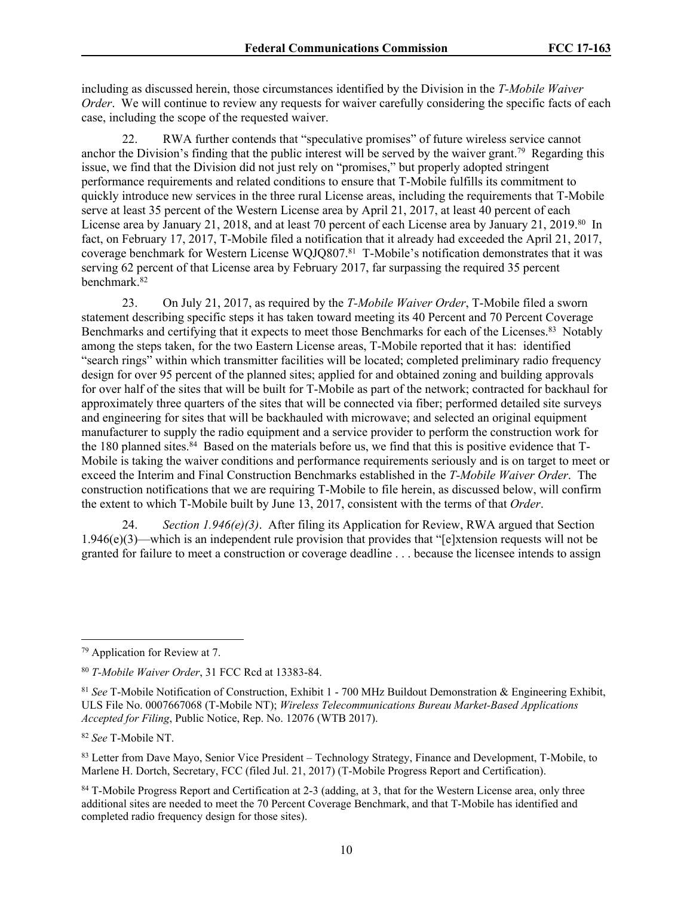including as discussed herein, those circumstances identified by the Division in the *T-Mobile Waiver Order*. We will continue to review any requests for waiver carefully considering the specific facts of each case, including the scope of the requested waiver.

22. RWA further contends that "speculative promises" of future wireless service cannot anchor the Division's finding that the public interest will be served by the waiver grant.[79] Regarding this issue, we find that the Division did not just rely on "promises," but properly adopted stringent performance requirements and related conditions to ensure that T-Mobile fulfills its commitment to quickly introduce new services in the three rural License areas, including the requirements that T-Mobile serve at least 35 percent of the Western License area by April 21, 2017, at least 40 percent of each License area by January 21, 2018, and at least 70 percent of each License area by January 21, 2019.[80] In fact, on February 17, 2017, T-Mobile filed a notification that it already had exceeded the April 21, 2017, coverage benchmark for Western License WQJQ807.[81] T-Mobile's notification demonstrates that it was serving 62 percent of that License area by February 2017, far surpassing the required 35 percent benchmark.[82]

23. On July 21, 2017, as required by the *T-Mobile Waiver Order*, T-Mobile filed a sworn statement describing specific steps it has taken toward meeting its 40 Percent and 70 Percent Coverage Benchmarks and certifying that it expects to meet those Benchmarks for each of the Licenses.[83] Notably among the steps taken, for the two Eastern License areas, T-Mobile reported that it has: identified "search rings" within which transmitter facilities will be located; completed preliminary radio frequency design for over 95 percent of the planned sites; applied for and obtained zoning and building approvals for over half of the sites that will be built for T-Mobile as part of the network; contracted for backhaul for approximately three quarters of the sites that will be connected via fiber; performed detailed site surveys and engineering for sites that will be backhauled with microwave; and selected an original equipment manufacturer to supply the radio equipment and a service provider to perform the construction work for the 180 planned sites.[84] Based on the materials before us, we find that this is positive evidence that T-Mobile is taking the waiver conditions and performance requirements seriously and is on target to meet or exceed the Interim and Final Construction Benchmarks established in the *T-Mobile Waiver Order*. The construction notifications that we are requiring T-Mobile to file herein, as discussed below, will confirm the extent to which T-Mobile built by June 13, 2017, consistent with the terms of that *Order*.

24. *Section 1.946(e)(3)*. After filing its Application for Review, RWA argued that Section 1.946(e)(3)—which is an independent rule provision that provides that "[e]xtension requests will not be granted for failure to meet a construction or coverage deadline . . . because the licensee intends to assign

---

[79] Application for Review at 7.

[80] *T-Mobile Waiver Order*, 31 FCC Rcd at 13383-84.

[81] *See* T-Mobile Notification of Construction, Exhibit 1 - 700 MHz Buildout Demonstration & Engineering Exhibit, ULS File No. 0007667068 (T-Mobile NT); *Wireless Telecommunications Bureau Market-Based Applications Accepted for Filing*, Public Notice, Rep. No. 12076 (WTB 2017).

[82] *See* T-Mobile NT.

[83] Letter from Dave Mayo, Senior Vice President – Technology Strategy, Finance and Development, T-Mobile, to Marlene H. Dortch, Secretary, FCC (filed Jul. 21, 2017) (T-Mobile Progress Report and Certification).

[84] T-Mobile Progress Report and Certification at 2-3 (adding, at 3, that for the Western License area, only three additional sites are needed to meet the 70 Percent Coverage Benchmark, and that T-Mobile has identified and completed radio frequency design for those sites).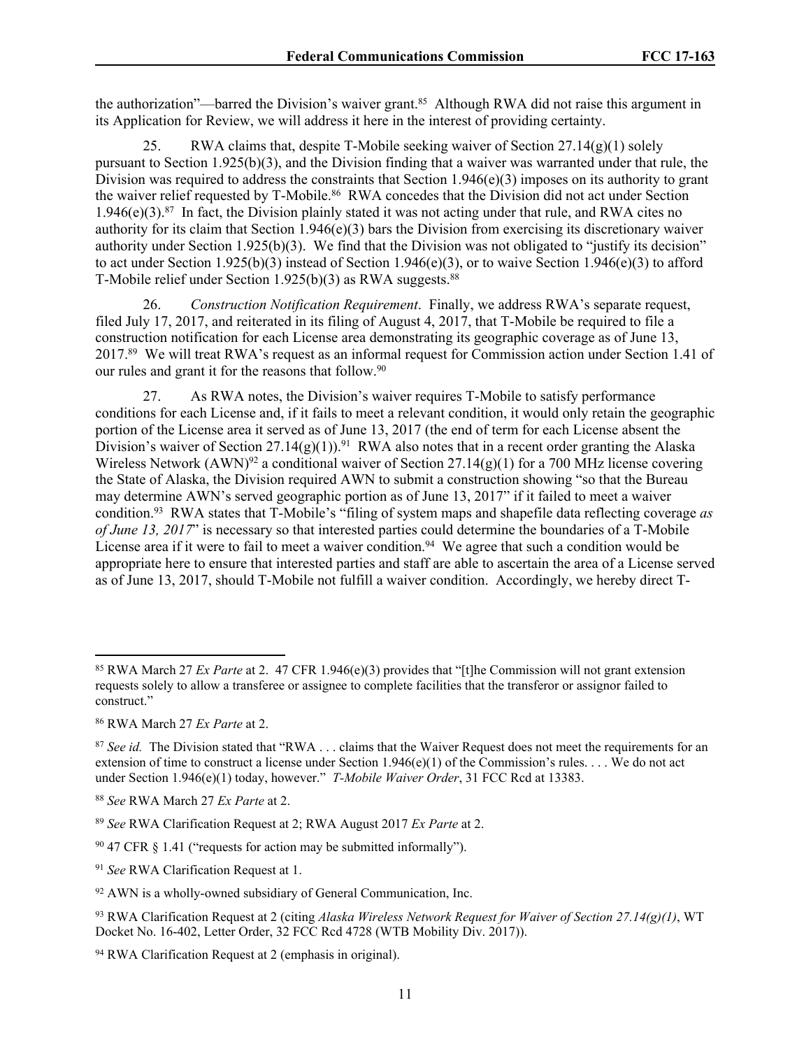the authorization"—barred the Division's waiver grant.[85] Although RWA did not raise this argument in its Application for Review, we will address it here in the interest of providing certainty.

25. RWA claims that, despite T-Mobile seeking waiver of Section 27.14(g)(1) solely pursuant to Section 1.925(b)(3), and the Division finding that a waiver was warranted under that rule, the Division was required to address the constraints that Section 1.946(e)(3) imposes on its authority to grant the waiver relief requested by T-Mobile.[86] RWA concedes that the Division did not act under Section 1.946(e)(3).[87] In fact, the Division plainly stated it was not acting under that rule, and RWA cites no authority for its claim that Section 1.946(e)(3) bars the Division from exercising its discretionary waiver authority under Section 1.925(b)(3). We find that the Division was not obligated to "justify its decision" to act under Section 1.925(b)(3) instead of Section 1.946(e)(3), or to waive Section 1.946(e)(3) to afford T-Mobile relief under Section 1.925(b)(3) as RWA suggests.[88]

26. *Construction Notification Requirement*. Finally, we address RWA's separate request, filed July 17, 2017, and reiterated in its filing of August 4, 2017, that T-Mobile be required to file a construction notification for each License area demonstrating its geographic coverage as of June 13, 2017.[89] We will treat RWA's request as an informal request for Commission action under Section 1.41 of our rules and grant it for the reasons that follow.[90]

27. As RWA notes, the Division's waiver requires T-Mobile to satisfy performance conditions for each License and, if it fails to meet a relevant condition, it would only retain the geographic portion of the License area it served as of June 13, 2017 (the end of term for each License absent the Division's waiver of Section 27.14(g)(1)).[91] RWA also notes that in a recent order granting the Alaska Wireless Network (AWN)[92] a conditional waiver of Section 27.14(g)(1) for a 700 MHz license covering the State of Alaska, the Division required AWN to submit a construction showing "so that the Bureau may determine AWN's served geographic portion as of June 13, 2017" if it failed to meet a waiver condition.[93] RWA states that T-Mobile's "filing of system maps and shapefile data reflecting coverage *as of June 13, 2017*" is necessary so that interested parties could determine the boundaries of a T-Mobile License area if it were to fail to meet a waiver condition.[94] We agree that such a condition would be appropriate here to ensure that interested parties and staff are able to ascertain the area of a License served as of June 13, 2017, should T-Mobile not fulfill a waiver condition. Accordingly, we hereby direct T-

---

[85] RWA March 27 *Ex Parte* at 2. 47 CFR 1.946(e)(3) provides that "[t]he Commission will not grant extension requests solely to allow a transferee or assignee to complete facilities that the transferor or assignor failed to construct."

[86] RWA March 27 *Ex Parte* at 2.

[87] *See id.* The Division stated that "RWA . . . claims that the Waiver Request does not meet the requirements for an extension of time to construct a license under Section 1.946(e)(1) of the Commission's rules. . . . We do not act under Section 1.946(e)(1) today, however." *T-Mobile Waiver Order*, 31 FCC Rcd at 13383.

[88] *See* RWA March 27 *Ex Parte* at 2.

[89] *See* RWA Clarification Request at 2; RWA August 2017 *Ex Parte* at 2.

[90] 47 CFR § 1.41 ("requests for action may be submitted informally").

[91] *See* RWA Clarification Request at 1.

[92] AWN is a wholly-owned subsidiary of General Communication, Inc.

[93] RWA Clarification Request at 2 (citing *Alaska Wireless Network Request for Waiver of Section 27.14(g)(1)*, WT Docket No. 16-402, Letter Order, 32 FCC Rcd 4728 (WTB Mobility Div. 2017)).

[94] RWA Clarification Request at 2 (emphasis in original).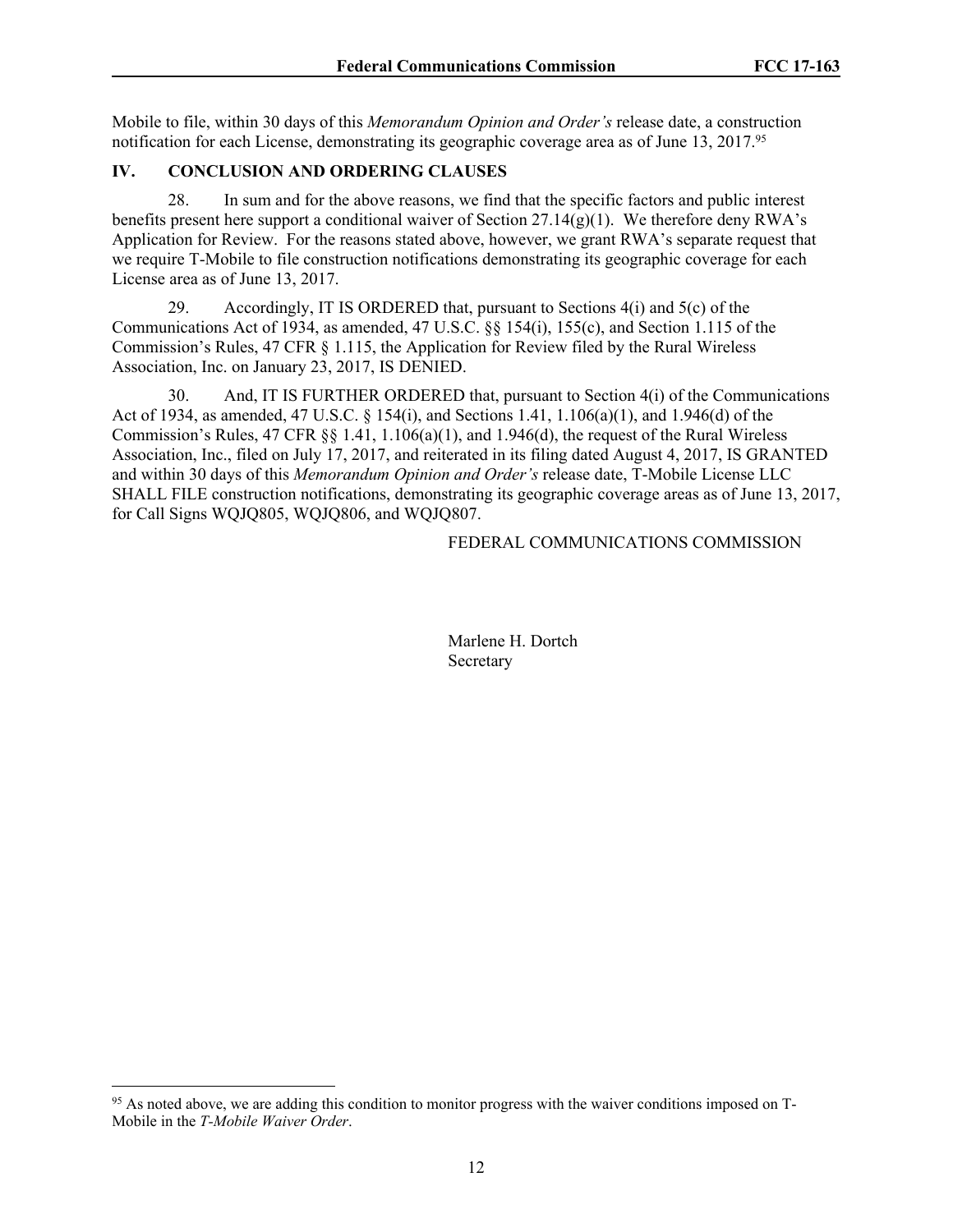Mobile to file, within 30 days of this *Memorandum Opinion and Order's* release date, a construction notification for each License, demonstrating its geographic coverage area as of June 13, 2017.[95]

## IV. CONCLUSION AND ORDERING CLAUSES

28. In sum and for the above reasons, we find that the specific factors and public interest benefits present here support a conditional waiver of Section 27.14(g)(1). We therefore deny RWA's Application for Review. For the reasons stated above, however, we grant RWA's separate request that we require T-Mobile to file construction notifications demonstrating its geographic coverage for each License area as of June 13, 2017.

29. Accordingly, IT IS ORDERED that, pursuant to Sections 4(i) and 5(c) of the Communications Act of 1934, as amended, 47 U.S.C. §§ 154(i), 155(c), and Section 1.115 of the Commission's Rules, 47 CFR § 1.115, the Application for Review filed by the Rural Wireless Association, Inc. on January 23, 2017, IS DENIED.

30. And, IT IS FURTHER ORDERED that, pursuant to Section 4(i) of the Communications Act of 1934, as amended, 47 U.S.C. § 154(i), and Sections 1.41, 1.106(a)(1), and 1.946(d) of the Commission's Rules, 47 CFR §§ 1.41, 1.106(a)(1), and 1.946(d), the request of the Rural Wireless Association, Inc., filed on July 17, 2017, and reiterated in its filing dated August 4, 2017, IS GRANTED and within 30 days of this *Memorandum Opinion and Order's* release date, T-Mobile License LLC SHALL FILE construction notifications, demonstrating its geographic coverage areas as of June 13, 2017, for Call Signs WQJQ805, WQJQ806, and WQJQ807.

FEDERAL COMMUNICATIONS COMMISSION

Marlene H. Dortch
Secretary

[95] As noted above, we are adding this condition to monitor progress with the waiver conditions imposed on T-Mobile in the *T-Mobile Waiver Order*.